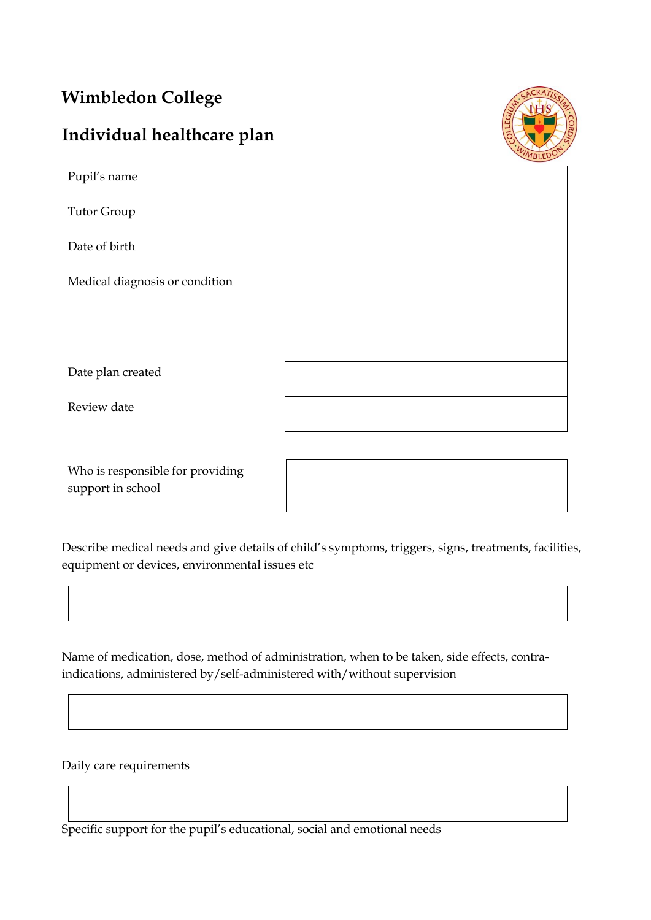# Wimbledon College

## Individual healthcare plan

| | |
|---|---|
| Pupil's name | |
| Tutor Group | |
| Date of birth | |
| Medical diagnosis or condition | |
| Date plan created | |
| Review date | |

| | |
|---|---|
| Who is responsible for providing support in school | |

Describe medical needs and give details of child's symptoms, triggers, signs, treatments, facilities, equipment or devices, environmental issues etc

| |
|---|
| |

Name of medication, dose, method of administration, when to be taken, side effects, contra-indications, administered by/self-administered with/without supervision

| |
|---|
| |

Daily care requirements

| |
|---|
| |

Specific support for the pupil's educational, social and emotional needs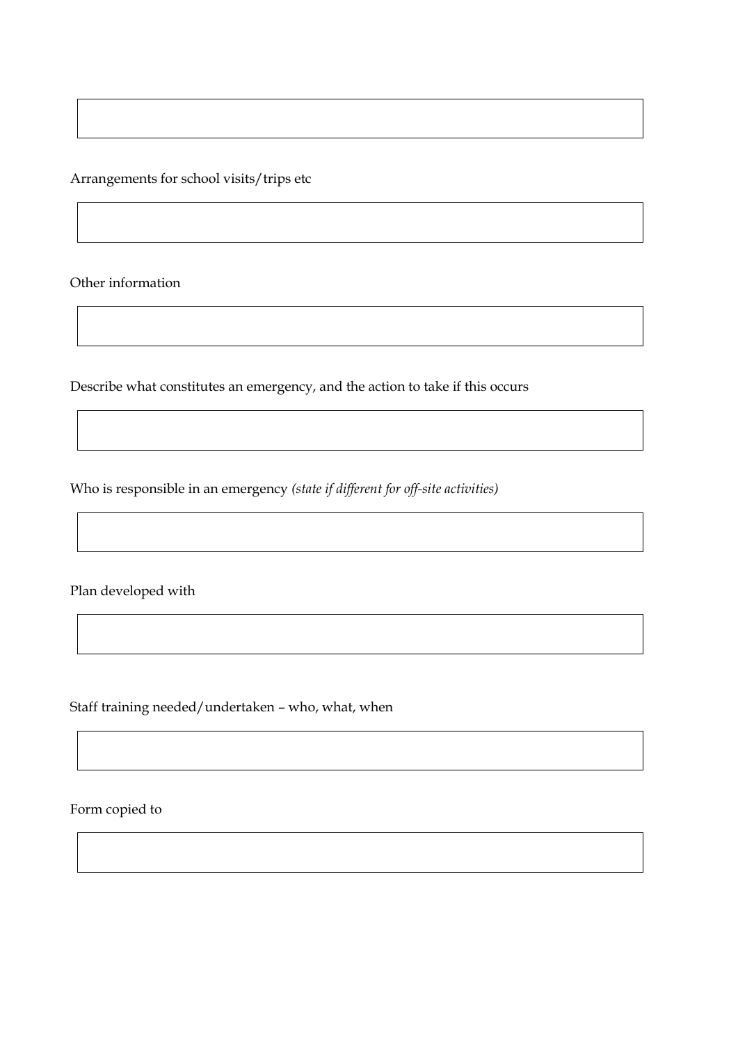Arrangements for school visits/trips etc

Other information

Describe what constitutes an emergency, and the action to take if this occurs

Who is responsible in an emergency *(state if different for off-site activities)*

Plan developed with

Staff training needed/undertaken – who, what, when

Form copied to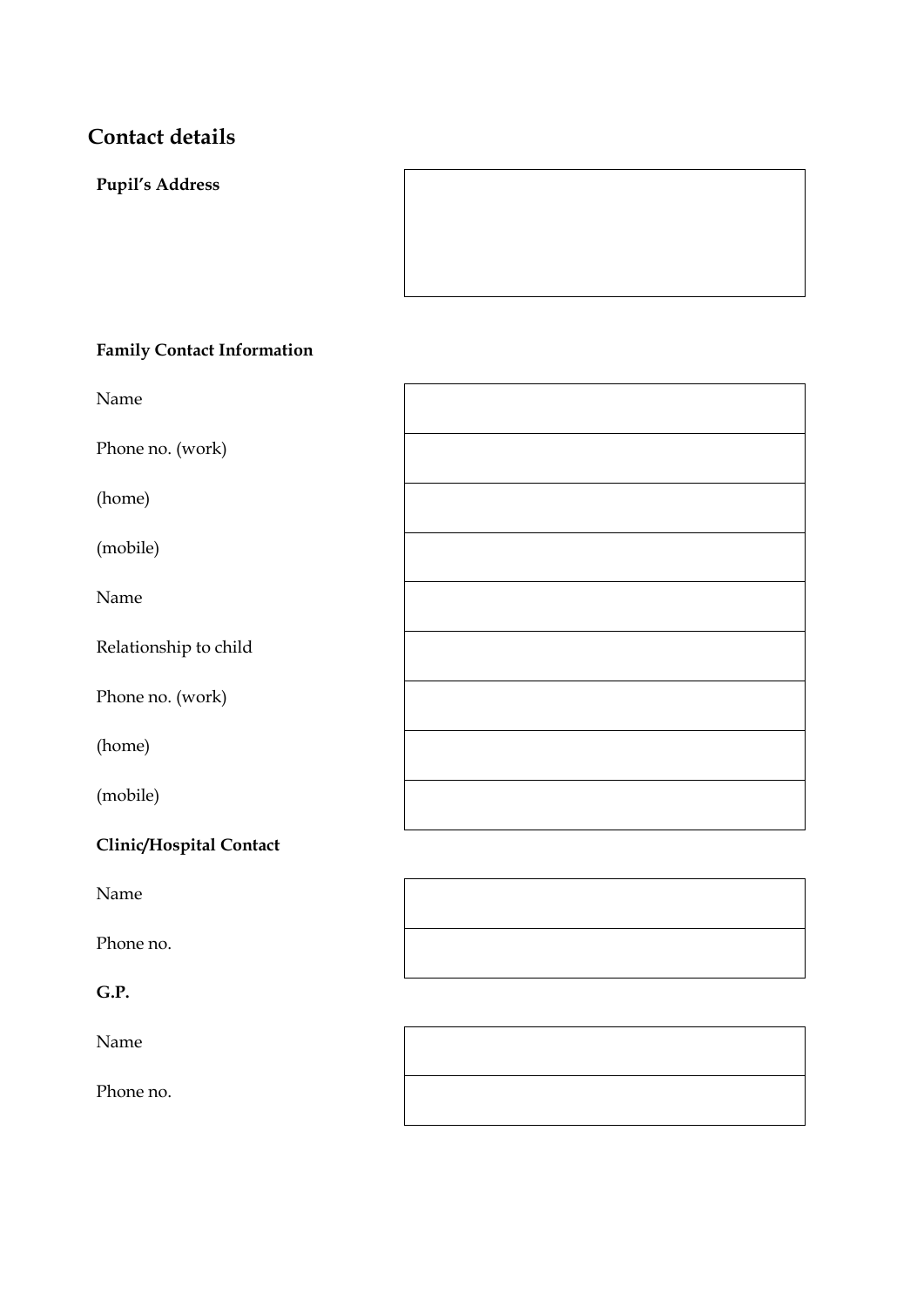## Contact details

**Pupil's Address**

| | |
|---|---|
| **Pupil's Address** | |

**Family Contact Information**

| | |
|---|---|
| Name | |
| Phone no. (work) | |
| (home) | |
| (mobile) | |
| Name | |
| Relationship to child | |
| Phone no. (work) | |
| (home) | |
| (mobile) | |

**Clinic/Hospital Contact**

| | |
|---|---|
| Name | |
| Phone no. | |

**G.P.**

| | |
|---|---|
| Name | |
| Phone no. | |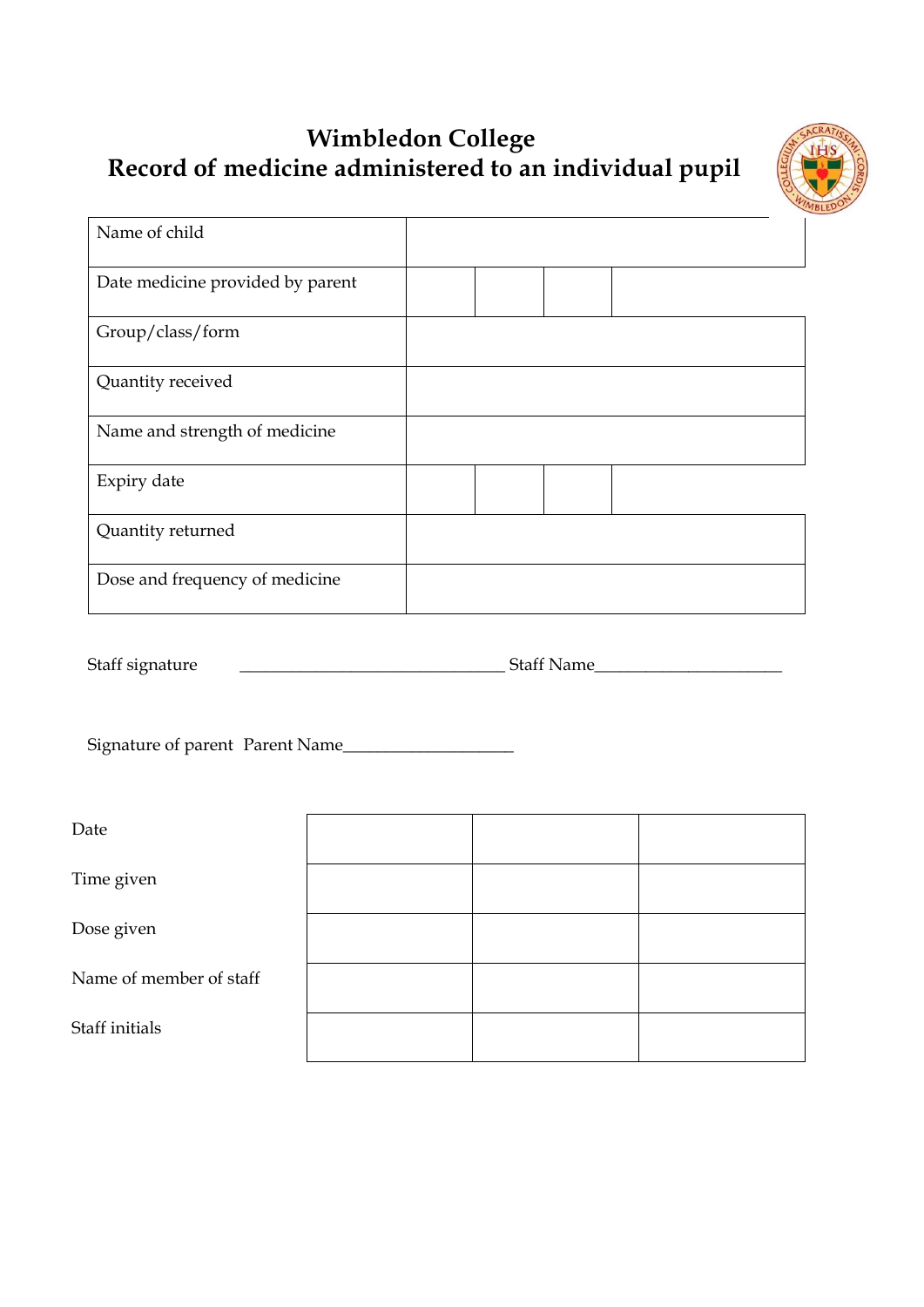# Wimbledon College
## Record of medicine administered to an individual pupil

| | | | | |
|---|---|---|---|---|
| Name of child | | | | |
| Date medicine provided by parent | | | | |
| Group/class/form | | | | |
| Quantity received | | | | |
| Name and strength of medicine | | | | |
| Expiry date | | | | |
| Quantity returned | | | | |
| Dose and frequency of medicine | | | | |

Staff signature _______________________________ Staff Name______________________

Signature of parent Parent Name____________________

| | | | |
|---|---|---|---|
| Date | | | |
| Time given | | | |
| Dose given | | | |
| Name of member of staff | | | |
| Staff initials | | | |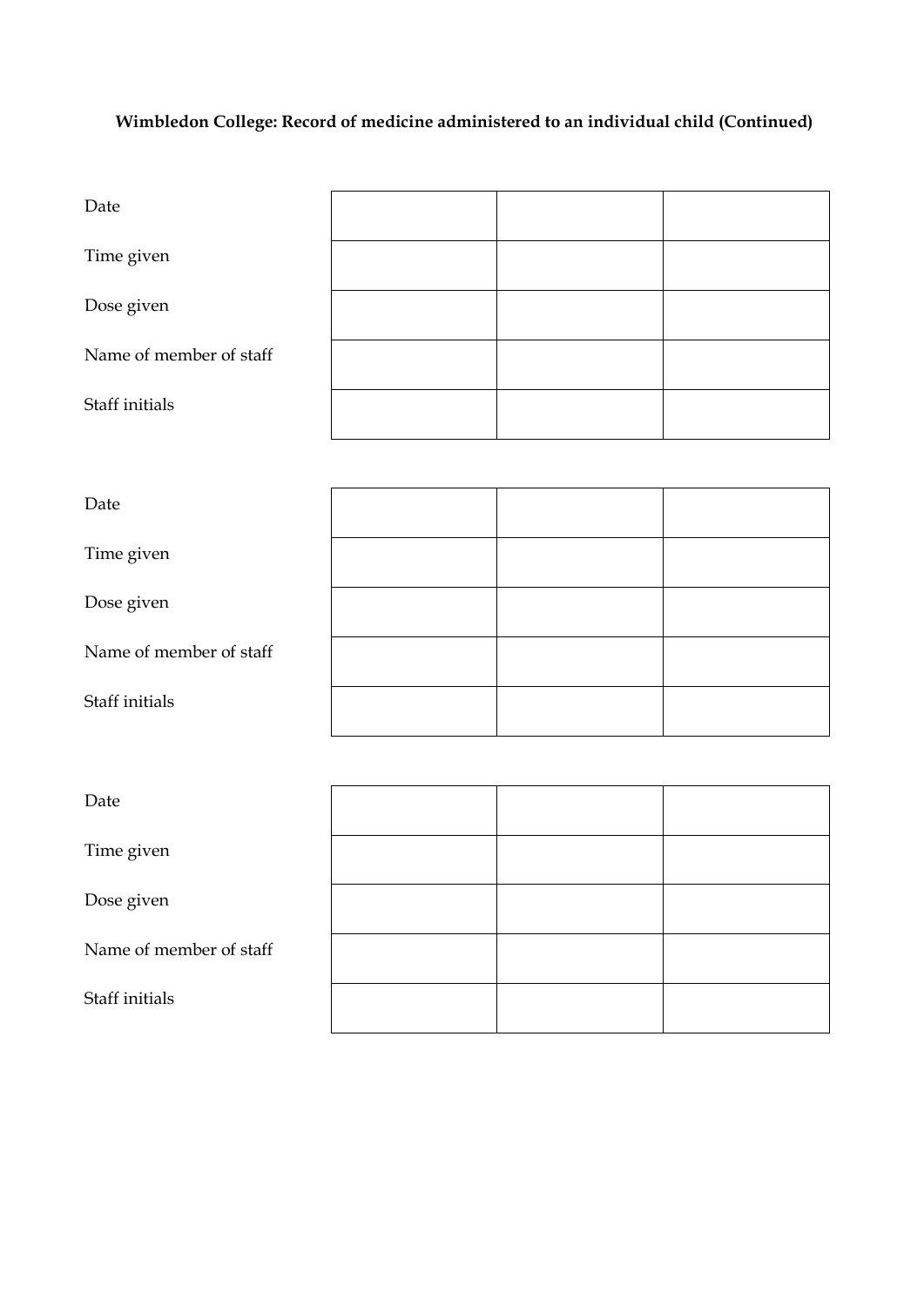**Wimbledon College: Record of medicine administered to an individual child (Continued)**

| | | | |
|---|---|---|---|
| Date | | | |
| Time given | | | |
| Dose given | | | |
| Name of member of staff | | | |
| Staff initials | | | |

| | | | |
|---|---|---|---|
| Date | | | |
| Time given | | | |
| Dose given | | | |
| Name of member of staff | | | |
| Staff initials | | | |

| | | | |
|---|---|---|---|
| Date | | | |
| Time given | | | |
| Dose given | | | |
| Name of member of staff | | | |
| Staff initials | | | |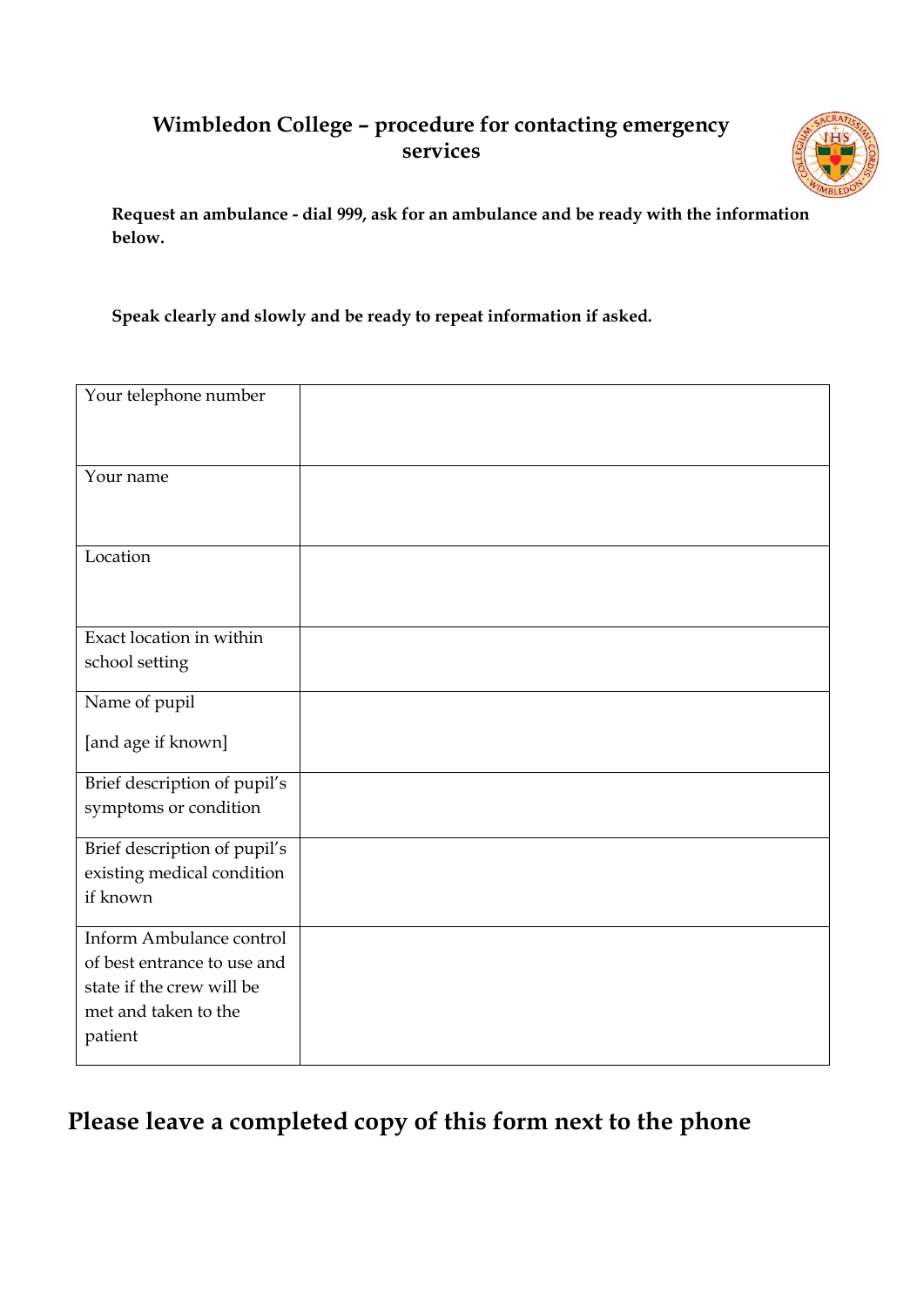# Wimbledon College – procedure for contacting emergency services

**Request an ambulance - dial 999, ask for an ambulance and be ready with the information below.**

**Speak clearly and slowly and be ready to repeat information if asked.**

| | |
|---|---|
| Your telephone number | |
| Your name | |
| Location | |
| Exact location in within school setting | |
| Name of pupil<br><br>[and age if known] | |
| Brief description of pupil's symptoms or condition | |
| Brief description of pupil's existing medical condition if known | |
| Inform Ambulance control of best entrance to use and state if the crew will be met and taken to the patient | |

## Please leave a completed copy of this form next to the phone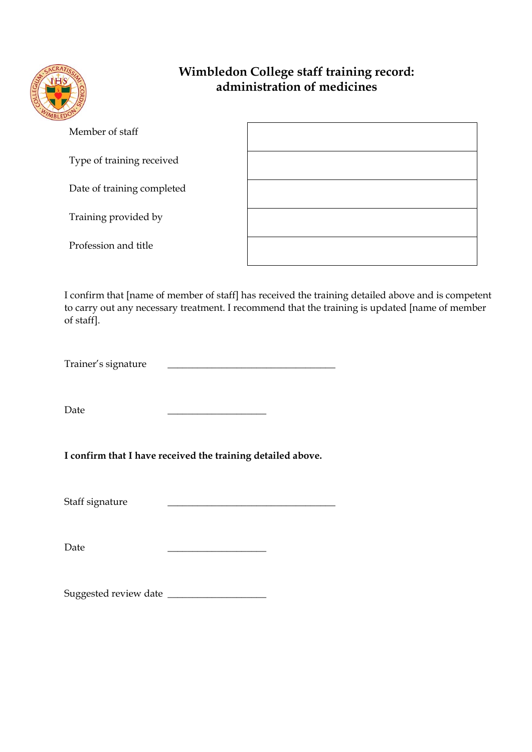# Wimbledon College staff training record: administration of medicines

| | |
|---|---|
| Member of staff | |
| Type of training received | |
| Date of training completed | |
| Training provided by | |
| Profession and title | |

I confirm that [name of member of staff] has received the training detailed above and is competent to carry out any necessary treatment. I recommend that the training is updated [name of member of staff].

Trainer's signature ___________________________________

Date ____________________

**I confirm that I have received the training detailed above.**

Staff signature ___________________________________

Date ____________________

Suggested review date ____________________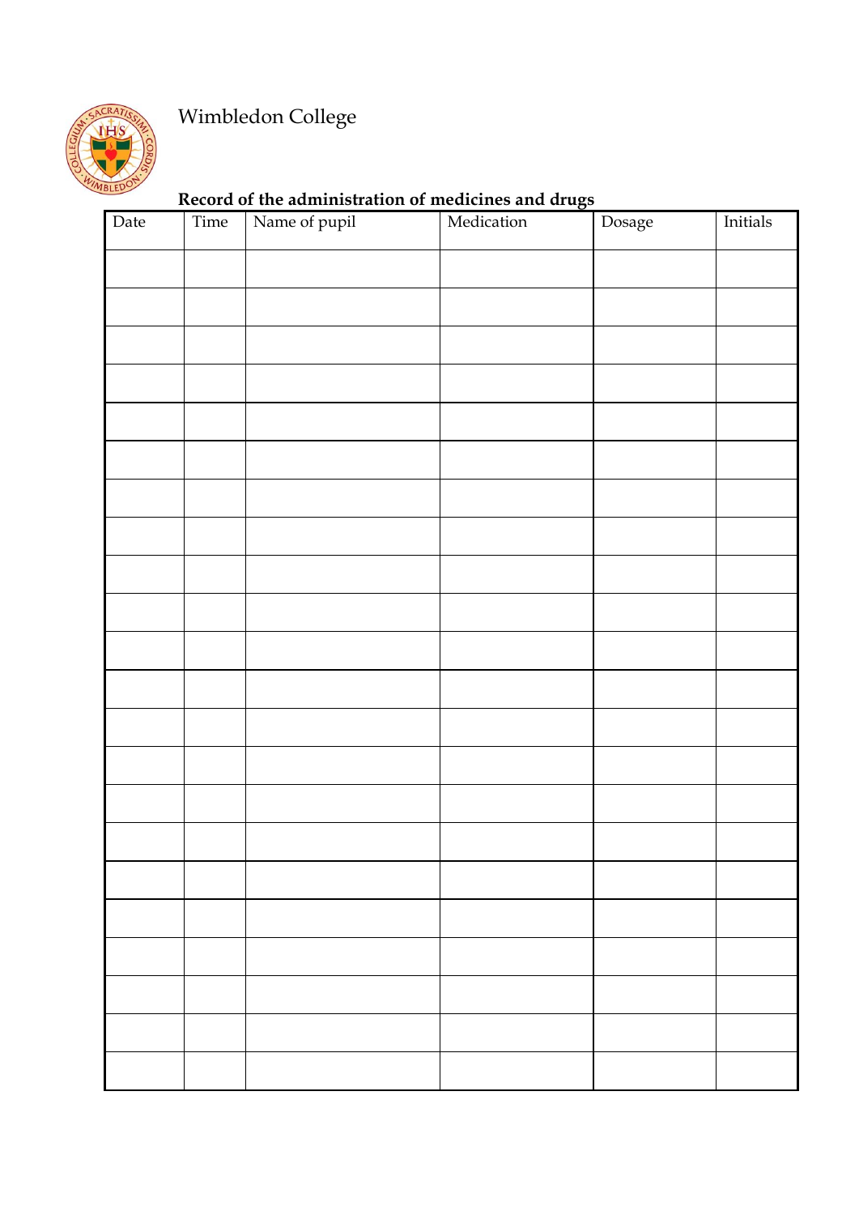Wimbledon College

**Record of the administration of medicines and drugs**

| Date | Time | Name of pupil | Medication | Dosage | Initials |
|---|---|---|---|---|---|
| | | | | | |
| | | | | | |
| | | | | | |
| | | | | | |
| | | | | | |
| | | | | | |
| | | | | | |
| | | | | | |
| | | | | | |
| | | | | | |
| | | | | | |
| | | | | | |
| | | | | | |
| | | | | | |
| | | | | | |
| | | | | | |
| | | | | | |
| | | | | | |
| | | | | | |
| | | | | | |
| | | | | | |
| | | | | | |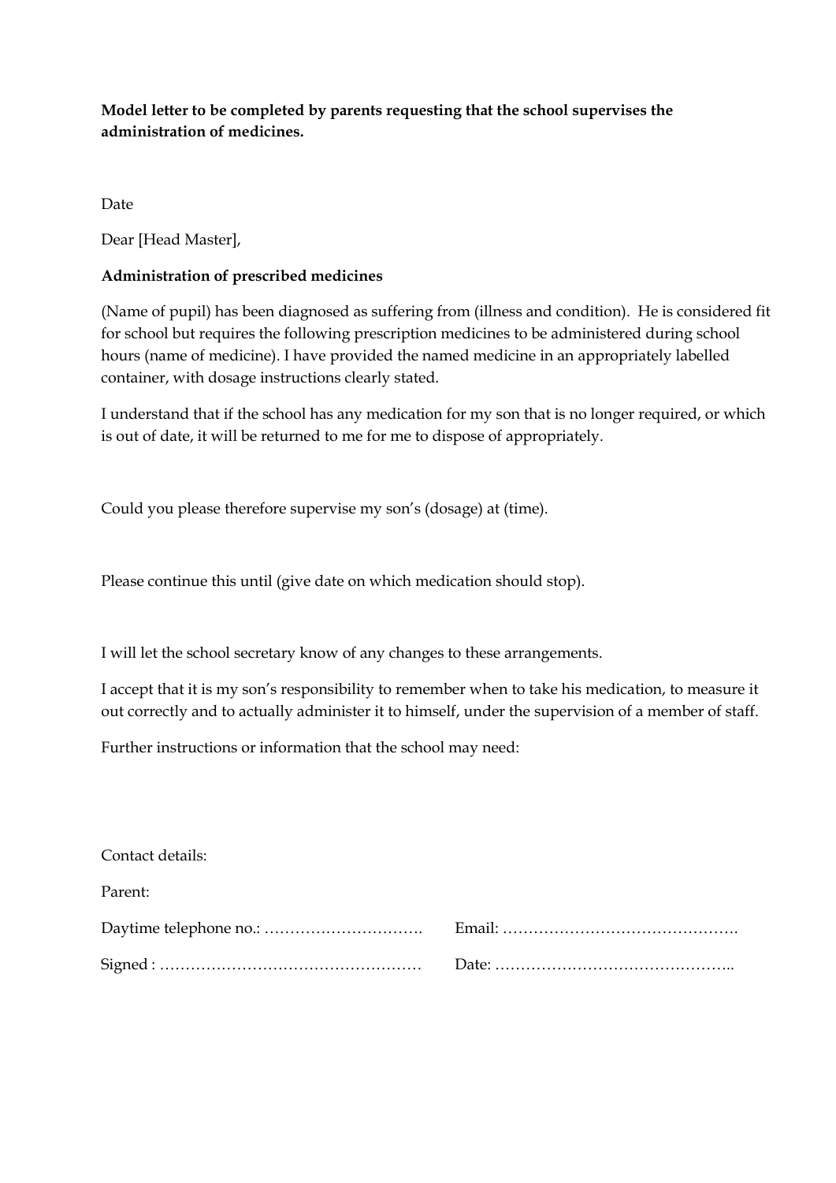**Model letter to be completed by parents requesting that the school supervises the administration of medicines.**

Date

Dear [Head Master],

**Administration of prescribed medicines**

(Name of pupil) has been diagnosed as suffering from (illness and condition). He is considered fit for school but requires the following prescription medicines to be administered during school hours (name of medicine). I have provided the named medicine in an appropriately labelled container, with dosage instructions clearly stated.

I understand that if the school has any medication for my son that is no longer required, or which is out of date, it will be returned to me for me to dispose of appropriately.

Could you please therefore supervise my son's (dosage) at (time).

Please continue this until (give date on which medication should stop).

I will let the school secretary know of any changes to these arrangements.

I accept that it is my son's responsibility to remember when to take his medication, to measure it out correctly and to actually administer it to himself, under the supervision of a member of staff.

Further instructions or information that the school may need:

Contact details:

Parent:

Daytime telephone no.: ………………………….  Email: ……………………………………….

Signed : ……………………………………………  Date: ………………………………………..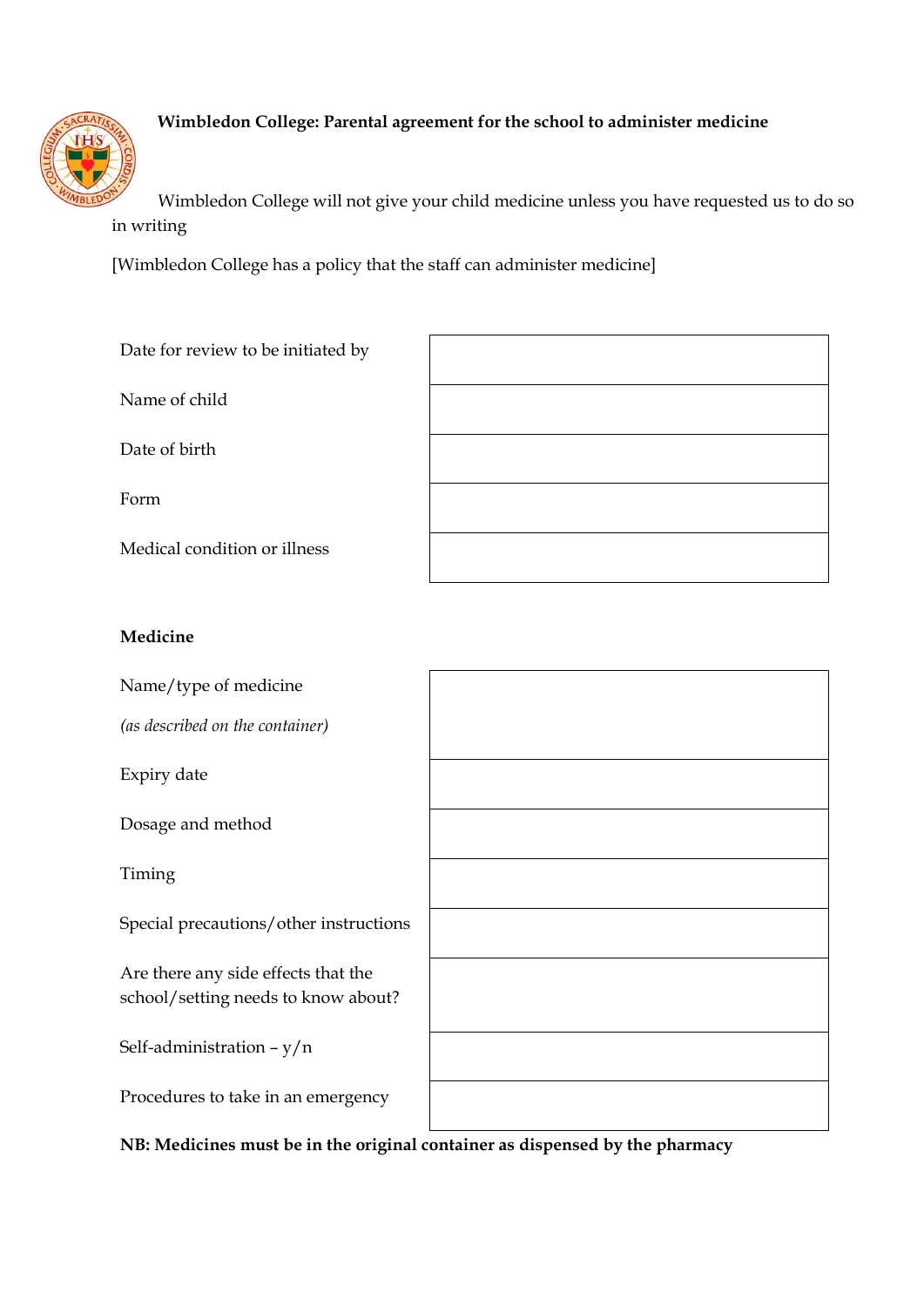**Wimbledon College: Parental agreement for the school to administer medicine**

Wimbledon College will not give your child medicine unless you have requested us to do so in writing

[Wimbledon College has a policy that the staff can administer medicine]

| | |
|---|---|
| Date for review to be initiated by | |
| Name of child | |
| Date of birth | |
| Form | |
| Medical condition or illness | |

**Medicine**

| | |
|---|---|
| Name/type of medicine<br>*(as described on the container)* | |
| Expiry date | |
| Dosage and method | |
| Timing | |
| Special precautions/other instructions | |
| Are there any side effects that the school/setting needs to know about? | |
| Self-administration – y/n | |
| Procedures to take in an emergency | |

**NB: Medicines must be in the original container as dispensed by the pharmacy**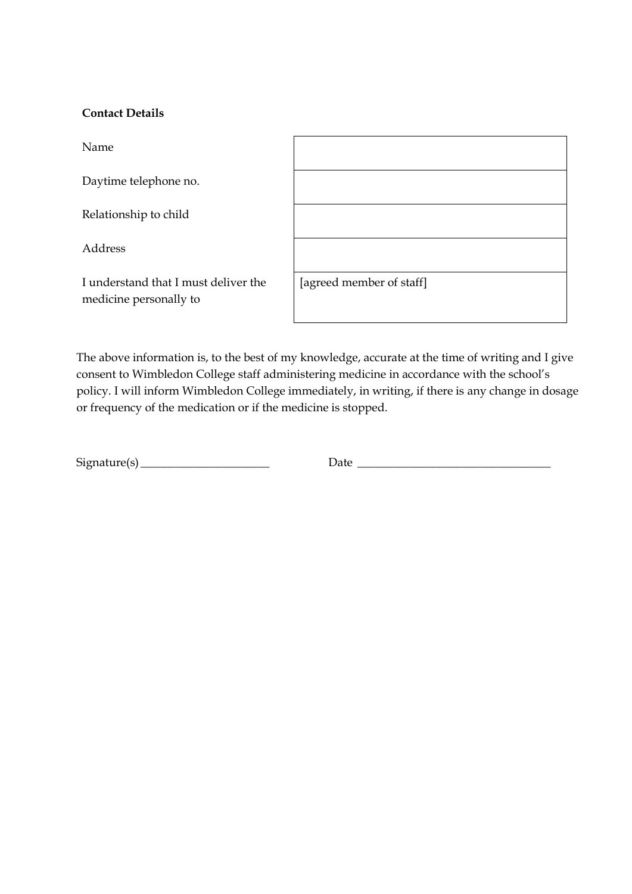**Contact Details**

| | |
|---|---|
| Name | |
| Daytime telephone no. | |
| Relationship to child | |
| Address | |
| I understand that I must deliver the medicine personally to | [agreed member of staff] |

The above information is, to the best of my knowledge, accurate at the time of writing and I give consent to Wimbledon College staff administering medicine in accordance with the school's policy. I will inform Wimbledon College immediately, in writing, if there is any change in dosage or frequency of the medication or if the medicine is stopped.

Signature(s) ______________________ Date _________________________________